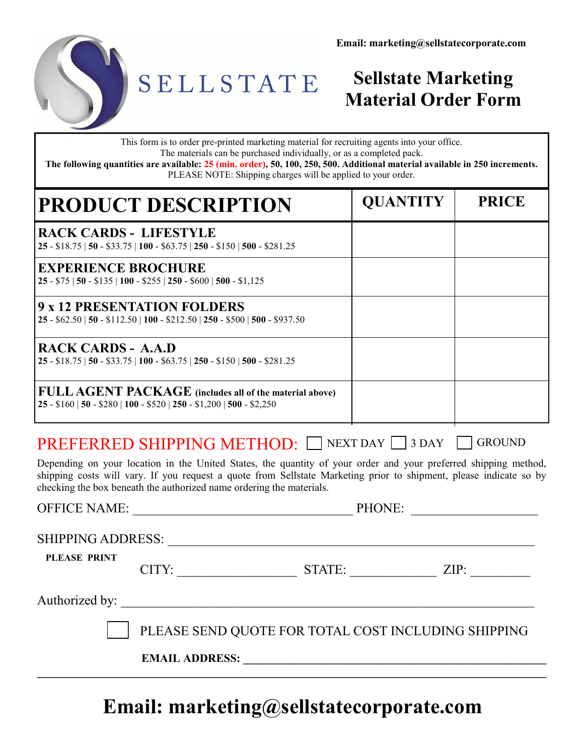Email: marketing@sellstatecorporate.com

SELLSTATE

# Sellstate Marketing Material Order Form

This form is to order pre-printed marketing material for recruiting agents into your office.
The materials can be purchased individually, or as a completed pack.
**The following quantities are available: 25 (min. order), 50, 100, 250, 500. Additional material available in 250 increments.**
PLEASE NOTE: Shipping charges will be applied to your order.

| PRODUCT DESCRIPTION | QUANTITY | PRICE |
|---|---|---|
| **RACK CARDS - LIFESTYLE**<br>**25** - $18.75 \| **50** - $33.75 \| **100** - $63.75 \| **250** - $150 \| **500** - $281.25 | | |
| **EXPERIENCE BROCHURE**<br>**25** - $75 \| **50** - $135 \| **100** - $255 \| **250** - $600 \| **500** - $1,125 | | |
| **9 x 12 PRESENTATION FOLDERS**<br>**25** - $62.50 \| **50** - $112.50 \| **100** - $212.50 \| **250** - $500 \| **500** - $937.50 | | |
| **RACK CARDS - A.A.D**<br>**25** - $18.75 \| **50** - $33.75 \| **100** - $63.75 \| **250** - $150 \| **500** - $281.25 | | |
| **FULL AGENT PACKAGE (includes all of the material above)**<br>**25** - $160 \| **50** - $280 \| **100** - $520 \| **250** - $1,200 \| **500** - $2,250 | | |

PREFERRED SHIPPING METHOD: ☐ NEXT DAY ☐ 3 DAY ☐ GROUND

Depending on your location in the United States, the quantity of your order and your preferred shipping method, shipping costs will vary. If you request a quote from Sellstate Marketing prior to shipment, please indicate so by checking the box beneath the authorized name ordering the materials.

OFFICE NAME: ________________________________ PHONE: ____________________

SHIPPING ADDRESS: ________________________________________________________

**PLEASE PRINT**

CITY: __________________ STATE: _____________ ZIP: _________

Authorized by: ______________________________________________________________

☐ PLEASE SEND QUOTE FOR TOTAL COST INCLUDING SHIPPING

**EMAIL ADDRESS:** ______________________________________________

# Email: marketing@sellstatecorporate.com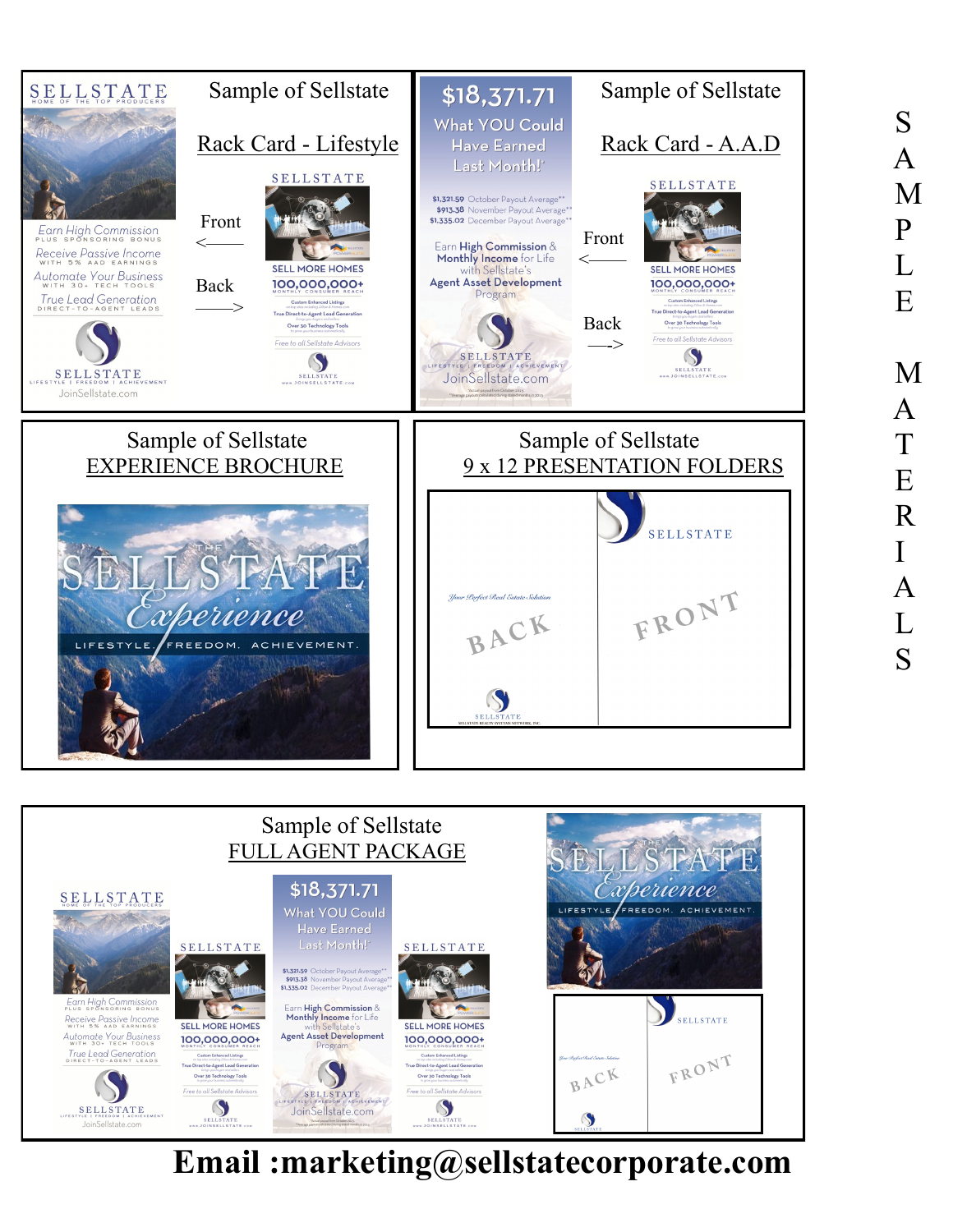# SAMPLE MATERIALS

## Sample of Sellstate Rack Card - Lifestyle

SELLSTATE
HOME OF THE TOP PRODUCERS

Earn High Commission
PLUS SPONSORING BONUS

Receive Passive Income
WITH 5% AAD EARNINGS

Automate Your Business
WITH 30+ TECH TOOLS

True Lead Generation
DIRECT-TO-AGENT LEADS

SELLSTATE
LIFESTYLE | FREEDOM | ACHIEVEMENT
JoinSellstate.com

Front <——

Back ——>

SELLSTATE

SELL MORE HOMES
100,000,000+
MONTHLY CONSUMER REACH

Custom Enhanced Listings

True Direct-to-Agent Lead Generation

Over 30 Technology Tools

Free to all Sellstate Advisors

SELLSTATE
www.JOINSELLSTATE.com

## Sample of Sellstate Rack Card - A.A.D

$18,371.71
What YOU Could Have Earned Last Month!

$1,321.59 October Payout Average**
$913.38 November Payout Average**
$1,335.02 December Payout Average**

Earn High Commission & Monthly Income for Life with Sellstate's Agent Asset Development Program

SELLSTATE
LIFESTYLE | FREEDOM | ACHIEVEMENT
JoinSellstate.com

Front <——

Back - - ->

SELLSTATE

SELL MORE HOMES
100,000,000+
MONTHLY CONSUMER REACH

Custom Enhanced Listings

True Direct-to-Agent Lead Generation

Over 30 Technology Tools

Free to all Sellstate Advisors

SELLSTATE
www.JOINSELLSTATE.com

## Sample of Sellstate EXPERIENCE BROCHURE

THE SELLSTATE Experience
LIFESTYLE. FREEDOM. ACHIEVEMENT.

## Sample of Sellstate 9 x 12 PRESENTATION FOLDERS

Your Perfect Real Estate Solution

BACK

SELLSTATE
SELLSTATE REALTY SYSTEMS NETWORK, INC.

SELLSTATE

FRONT

## Sample of Sellstate FULL AGENT PACKAGE

SELLSTATE
HOME OF THE TOP PRODUCERS

Earn High Commission
PLUS SPONSORING BONUS

Receive Passive Income
WITH 5% AAD EARNINGS

Automate Your Business
WITH 30+ TECH TOOLS

True Lead Generation
DIRECT-TO-AGENT LEADS

SELLSTATE
LIFESTYLE | FREEDOM | ACHIEVEMENT
JoinSellstate.com

SELLSTATE

SELL MORE HOMES
100,000,000+
MONTHLY CONSUMER REACH

Free to all Sellstate Advisors

$18,371.71
What YOU Could Have Earned Last Month!

$1,321.59 October Payout Average**
$913.38 November Payout Average**
$1,335.02 December Payout Average**

Earn High Commission & Monthly Income for Life with Sellstate's Agent Asset Development Program

SELLSTATE
JoinSellstate.com

THE SELLSTATE Experience
LIFESTYLE. FREEDOM. ACHIEVEMENT.

BACK

FRONT

**Email :marketing@sellstatecorporate.com**